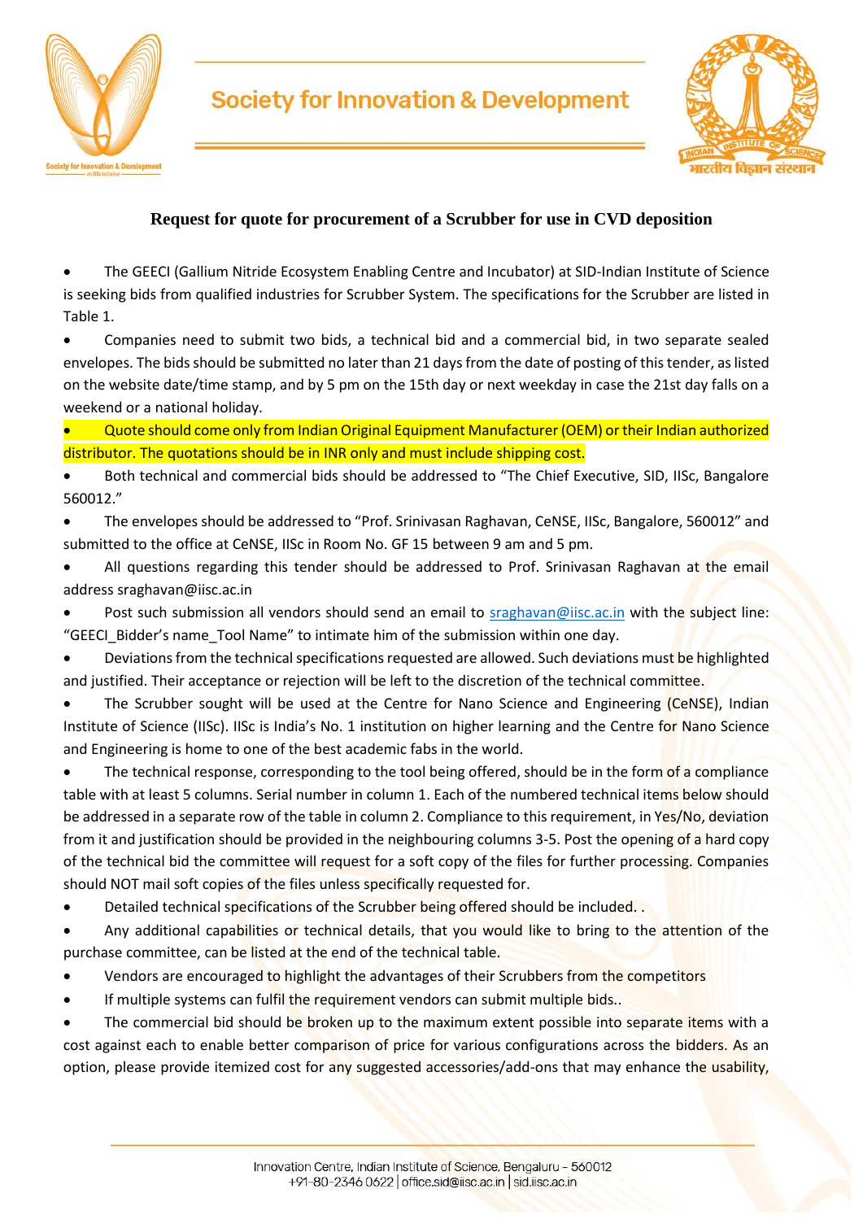# Society for Innovation & Development

## Request for quote for procurement of a Scrubber for use in CVD deposition

- The GEECI (Gallium Nitride Ecosystem Enabling Centre and Incubator) at SID-Indian Institute of Science is seeking bids from qualified industries for Scrubber System. The specifications for the Scrubber are listed in Table 1.
- Companies need to submit two bids, a technical bid and a commercial bid, in two separate sealed envelopes. The bids should be submitted no later than 21 days from the date of posting of this tender, as listed on the website date/time stamp, and by 5 pm on the 15th day or next weekday in case the 21st day falls on a weekend or a national holiday.
- Quote should come only from Indian Original Equipment Manufacturer (OEM) or their Indian authorized distributor. The quotations should be in INR only and must include shipping cost.
- Both technical and commercial bids should be addressed to "The Chief Executive, SID, IISc, Bangalore 560012."
- The envelopes should be addressed to "Prof. Srinivasan Raghavan, CeNSE, IISc, Bangalore, 560012" and submitted to the office at CeNSE, IISc in Room No. GF 15 between 9 am and 5 pm.
- All questions regarding this tender should be addressed to Prof. Srinivasan Raghavan at the email address sraghavan@iisc.ac.in
- Post such submission all vendors should send an email to sraghavan@iisc.ac.in with the subject line: "GEECI_Bidder's name_Tool Name" to intimate him of the submission within one day.
- Deviations from the technical specifications requested are allowed. Such deviations must be highlighted and justified. Their acceptance or rejection will be left to the discretion of the technical committee.
- The Scrubber sought will be used at the Centre for Nano Science and Engineering (CeNSE), Indian Institute of Science (IISc). IISc is India's No. 1 institution on higher learning and the Centre for Nano Science and Engineering is home to one of the best academic fabs in the world.
- The technical response, corresponding to the tool being offered, should be in the form of a compliance table with at least 5 columns. Serial number in column 1. Each of the numbered technical items below should be addressed in a separate row of the table in column 2. Compliance to this requirement, in Yes/No, deviation from it and justification should be provided in the neighbouring columns 3-5. Post the opening of a hard copy of the technical bid the committee will request for a soft copy of the files for further processing. Companies should NOT mail soft copies of the files unless specifically requested for.
- Detailed technical specifications of the Scrubber being offered should be included. .
- Any additional capabilities or technical details, that you would like to bring to the attention of the purchase committee, can be listed at the end of the technical table.
- Vendors are encouraged to highlight the advantages of their Scrubbers from the competitors
- If multiple systems can fulfil the requirement vendors can submit multiple bids..
- The commercial bid should be broken up to the maximum extent possible into separate items with a cost against each to enable better comparison of price for various configurations across the bidders. As an option, please provide itemized cost for any suggested accessories/add-ons that may enhance the usability,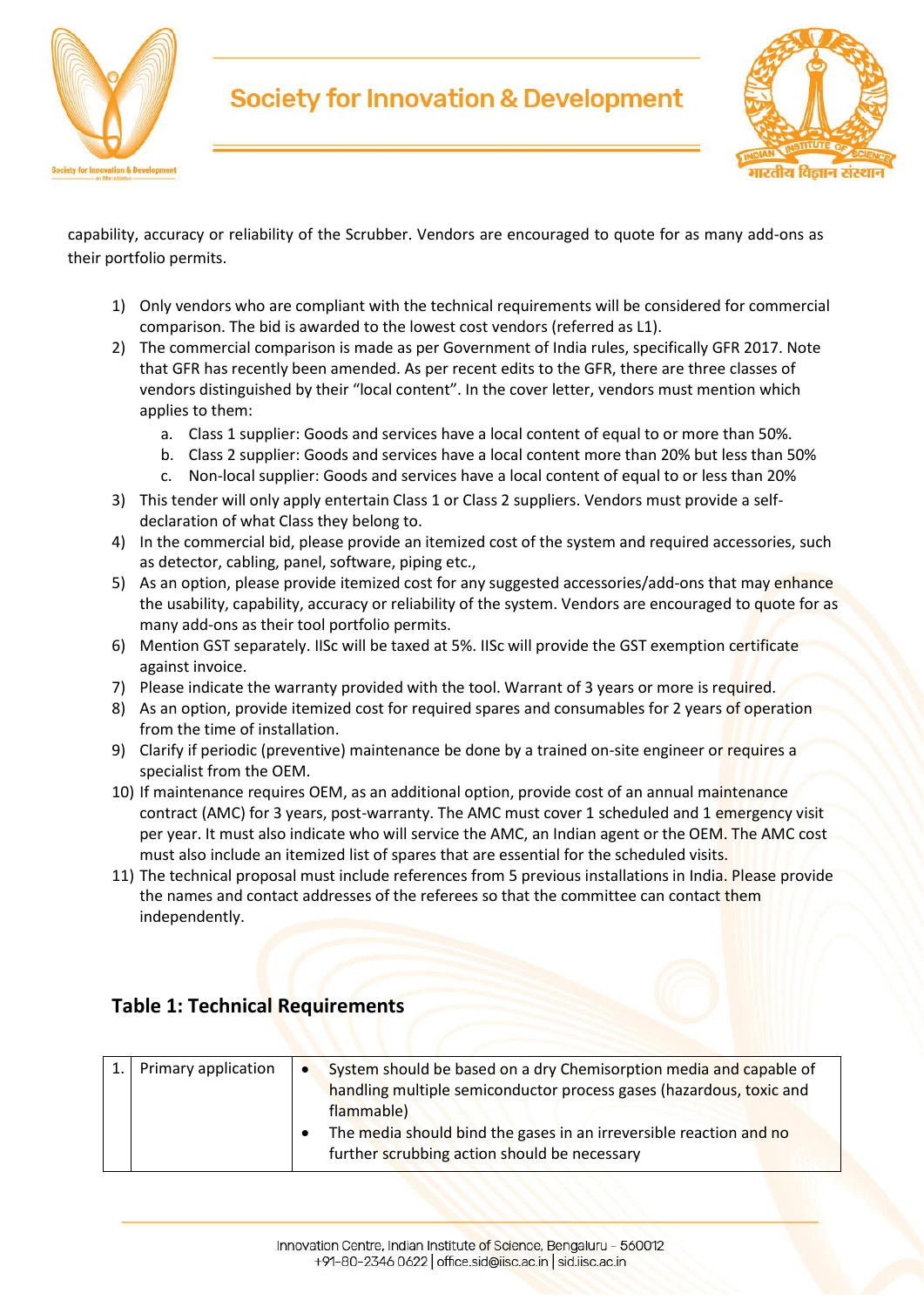capability, accuracy or reliability of the Scrubber. Vendors are encouraged to quote for as many add-ons as their portfolio permits.

1) Only vendors who are compliant with the technical requirements will be considered for commercial comparison. The bid is awarded to the lowest cost vendors (referred as L1).
2) The commercial comparison is made as per Government of India rules, specifically GFR 2017. Note that GFR has recently been amended. As per recent edits to the GFR, there are three classes of vendors distinguished by their "local content". In the cover letter, vendors must mention which applies to them:
   a. Class 1 supplier: Goods and services have a local content of equal to or more than 50%.
   b. Class 2 supplier: Goods and services have a local content more than 20% but less than 50%
   c. Non-local supplier: Goods and services have a local content of equal to or less than 20%
3) This tender will only apply entertain Class 1 or Class 2 suppliers. Vendors must provide a self-declaration of what Class they belong to.
4) In the commercial bid, please provide an itemized cost of the system and required accessories, such as detector, cabling, panel, software, piping etc.,
5) As an option, please provide itemized cost for any suggested accessories/add-ons that may enhance the usability, capability, accuracy or reliability of the system. Vendors are encouraged to quote for as many add-ons as their tool portfolio permits.
6) Mention GST separately. IISc will be taxed at 5%. IISc will provide the GST exemption certificate against invoice.
7) Please indicate the warranty provided with the tool. Warrant of 3 years or more is required.
8) As an option, provide itemized cost for required spares and consumables for 2 years of operation from the time of installation.
9) Clarify if periodic (preventive) maintenance be done by a trained on-site engineer or requires a specialist from the OEM.
10) If maintenance requires OEM, as an additional option, provide cost of an annual maintenance contract (AMC) for 3 years, post-warranty. The AMC must cover 1 scheduled and 1 emergency visit per year. It must also indicate who will service the AMC, an Indian agent or the OEM. The AMC cost must also include an itemized list of spares that are essential for the scheduled visits.
11) The technical proposal must include references from 5 previous installations in India. Please provide the names and contact addresses of the referees so that the committee can contact them independently.

## Table 1: Technical Requirements

| | | |
|---|---|---|
| 1. | Primary application | • System should be based on a dry Chemisorption media and capable of handling multiple semiconductor process gases (hazardous, toxic and flammable)<br>• The media should bind the gases in an irreversible reaction and no further scrubbing action should be necessary |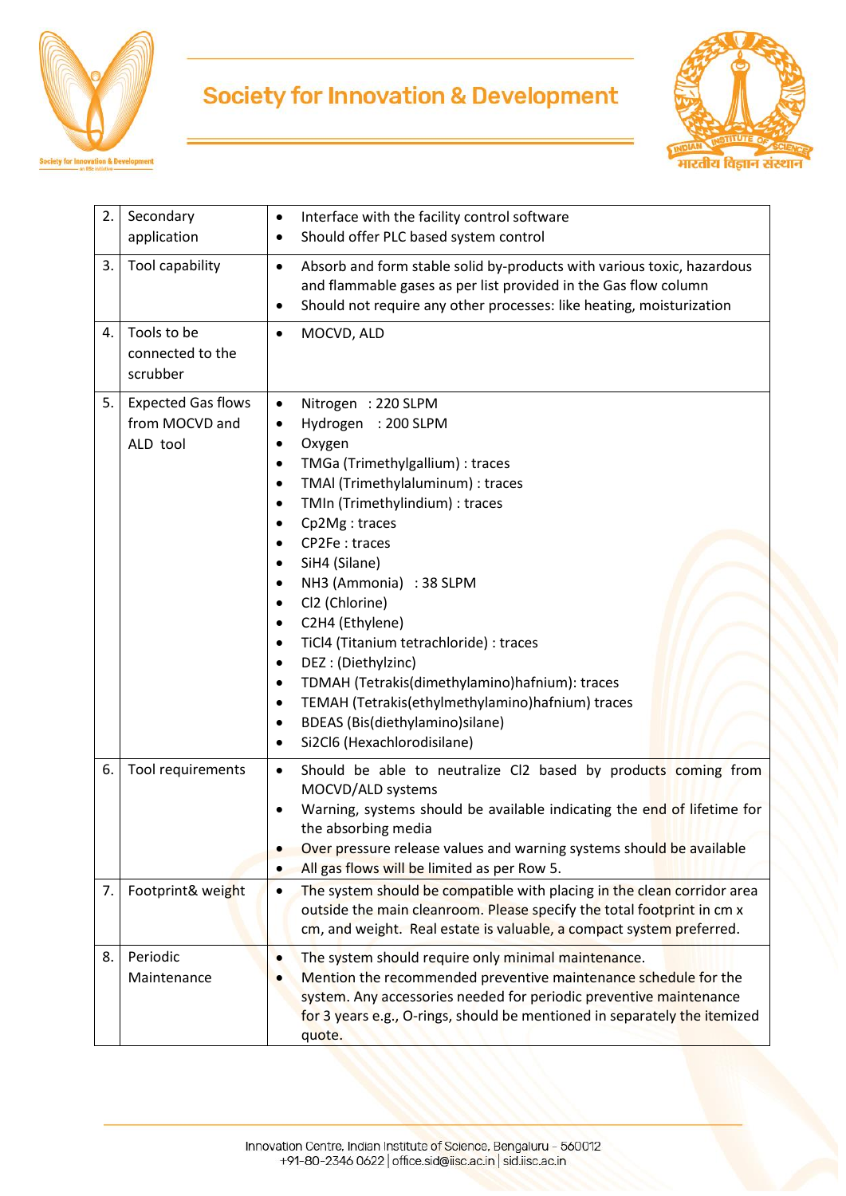| | | |
|---|---|---|
| 2. | Secondary application | • Interface with the facility control software<br>• Should offer PLC based system control |
| 3. | Tool capability | • Absorb and form stable solid by-products with various toxic, hazardous and flammable gases as per list provided in the Gas flow column<br>• Should not require any other processes: like heating, moisturization |
| 4. | Tools to be connected to the scrubber | • MOCVD, ALD |
| 5. | Expected Gas flows from MOCVD and ALD tool | • Nitrogen : 220 SLPM<br>• Hydrogen : 200 SLPM<br>• Oxygen<br>• TMGa (Trimethylgallium) : traces<br>• TMAl (Trimethylaluminum) : traces<br>• TMIn (Trimethylindium) : traces<br>• Cp2Mg : traces<br>• CP2Fe : traces<br>• $SiH_4$ (Silane)<br>• $NH_3$ (Ammonia) : 38 SLPM<br>• $Cl_2$ (Chlorine)<br>• $C_2H_4$ (Ethylene)<br>• $TiCl_4$ (Titanium tetrachloride) : traces<br>• DEZ : (Diethylzinc)<br>• TDMAH (Tetrakis(dimethylamino)hafnium): traces<br>• TEMAH (Tetrakis(ethylmethylamino)hafnium) traces<br>• BDEAS (Bis(diethylamino)silane)<br>• $Si_2Cl_6$ (Hexachlorodisilane) |
| 6. | Tool requirements | • Should be able to neutralize $Cl_2$ based by products coming from MOCVD/ALD systems<br>• Warning, systems should be available indicating the end of lifetime for the absorbing media<br>• Over pressure release values and warning systems should be available<br>• All gas flows will be limited as per Row 5. |
| 7. | Footprint& weight | • The system should be compatible with placing in the clean corridor area outside the main cleanroom. Please specify the total footprint in cm x cm, and weight. Real estate is valuable, a compact system preferred. |
| 8. | Periodic Maintenance | • The system should require only minimal maintenance.<br>• Mention the recommended preventive maintenance schedule for the system. Any accessories needed for periodic preventive maintenance for 3 years e.g., O-rings, should be mentioned in separately the itemized quote. |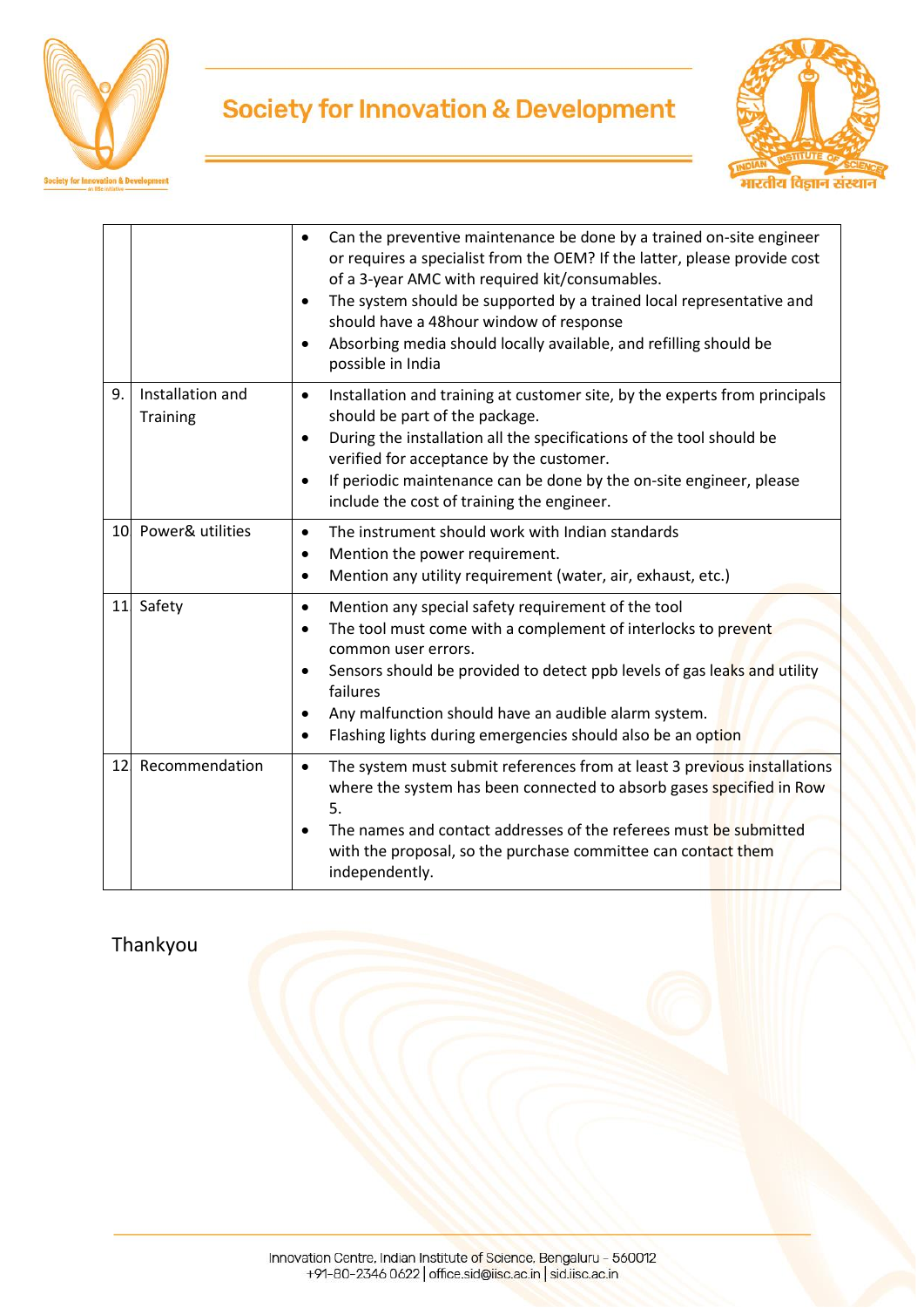| | | |
|---|---|---|
| | | • Can the preventive maintenance be done by a trained on-site engineer or requires a specialist from the OEM? If the latter, please provide cost of a 3-year AMC with required kit/consumables.<br>• The system should be supported by a trained local representative and should have a 48hour window of response<br>• Absorbing media should locally available, and refilling should be possible in India |
| 9. | Installation and Training | • Installation and training at customer site, by the experts from principals should be part of the package.<br>• During the installation all the specifications of the tool should be verified for acceptance by the customer.<br>• If periodic maintenance can be done by the on-site engineer, please include the cost of training the engineer. |
| 10 | Power& utilities | • The instrument should work with Indian standards<br>• Mention the power requirement.<br>• Mention any utility requirement (water, air, exhaust, etc.) |
| 11 | Safety | • Mention any special safety requirement of the tool<br>• The tool must come with a complement of interlocks to prevent common user errors.<br>• Sensors should be provided to detect ppb levels of gas leaks and utility failures<br>• Any malfunction should have an audible alarm system.<br>• Flashing lights during emergencies should also be an option |
| 12 | Recommendation | • The system must submit references from at least 3 previous installations where the system has been connected to absorb gases specified in Row 5.<br>• The names and contact addresses of the referees must be submitted with the proposal, so the purchase committee can contact them independently. |

Thankyou